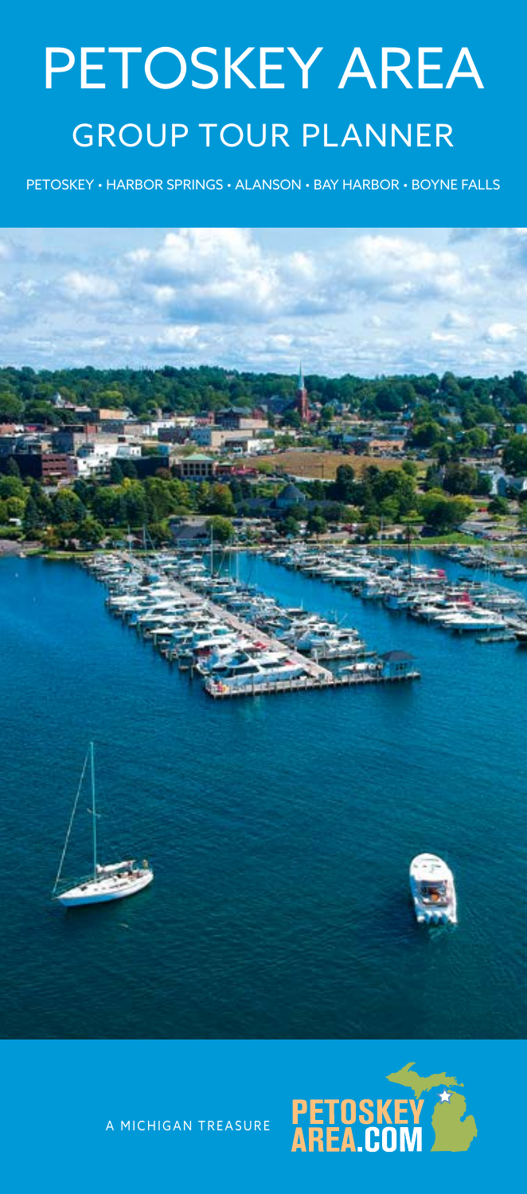# PETOSKEY AREA

## GROUP TOUR PLANNER

PETOSKEY • HARBOR SPRINGS • ALANSON • BAY HARBOR • BOYNE FALLS

A MICHIGAN TREASURE

PETOSKEY AREA.COM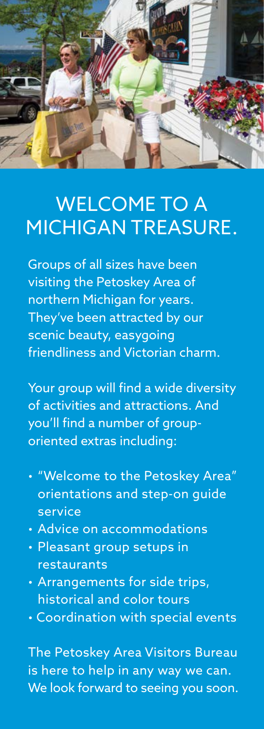# WELCOME TO A MICHIGAN TREASURE.

Groups of all sizes have been visiting the Petoskey Area of northern Michigan for years. They've been attracted by our scenic beauty, easygoing friendliness and Victorian charm.

Your group will find a wide diversity of activities and attractions. And you'll find a number of group-oriented extras including:

- "Welcome to the Petoskey Area" orientations and step-on guide service
- Advice on accommodations
- Pleasant group setups in restaurants
- Arrangements for side trips, historical and color tours
- Coordination with special events

The Petoskey Area Visitors Bureau is here to help in any way we can. We look forward to seeing you soon.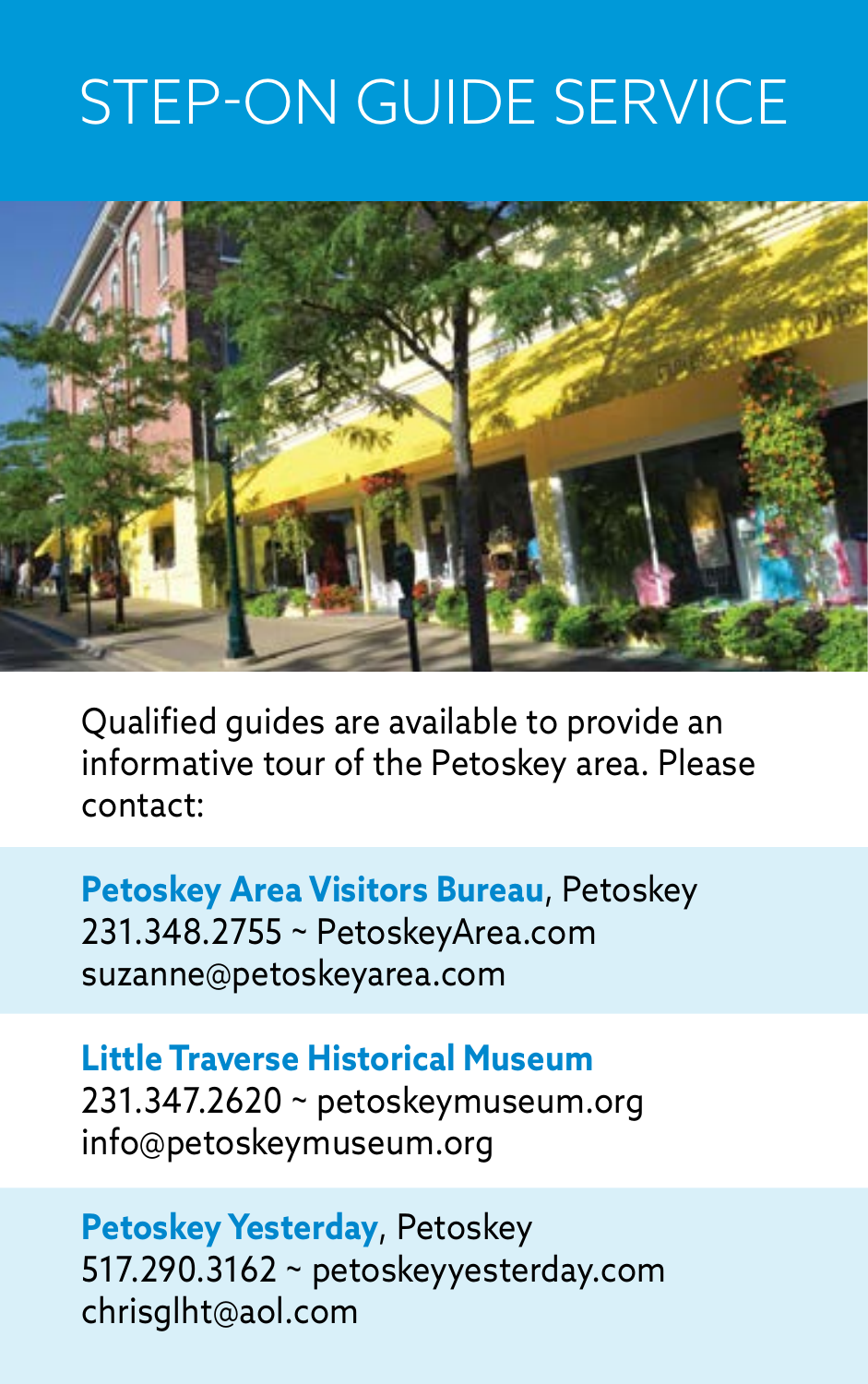# STEP-ON GUIDE SERVICE

Qualified guides are available to provide an informative tour of the Petoskey area. Please contact:

**Petoskey Area Visitors Bureau**, Petoskey
231.348.2755 ~ PetoskeyArea.com
suzanne@petoskeyarea.com

**Little Traverse Historical Museum**
231.347.2620 ~ petoskeymuseum.org
info@petoskeymuseum.org

**Petoskey Yesterday**, Petoskey
517.290.3162 ~ petoskeyyesterday.com
chrisglht@aol.com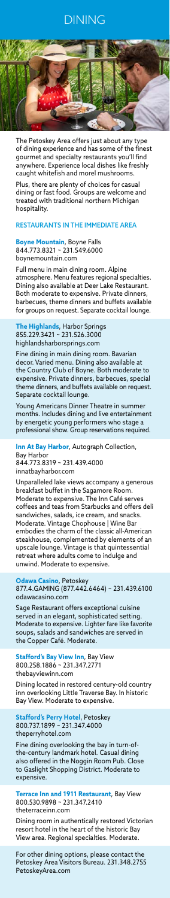# DINING

The Petoskey Area offers just about any type of dining experience and has some of the finest gourmet and specialty restaurants you'll find anywhere. Experience local dishes like freshly caught whitefish and morel mushrooms.

Plus, there are plenty of choices for casual dining or fast food. Groups are welcome and treated with traditional northern Michigan hospitality.

## RESTAURANTS IN THE IMMEDIATE AREA

**Boyne Mountain**, Boyne Falls
844.773.8321 ~ 231.549.6000
boynemountain.com

Full menu in main dining room. Alpine atmosphere. Menu features regional specialties. Dining also available at Deer Lake Restaurant. Both moderate to expensive. Private dinners, barbecues, theme dinners and buffets available for groups on request. Separate cocktail lounge.

**The Highlands**, Harbor Springs
855.229.3421 ~ 231.526.3000
highlandsharborsprings.com

Fine dining in main dining room. Bavarian decor. Varied menu. Dining also available at the Country Club of Boyne. Both moderate to expensive. Private dinners, barbecues, special theme dinners, and buffets available on request. Separate cocktail lounge.

Young Americans Dinner Theatre in summer months. Includes dining and live entertainment by energetic young performers who stage a professional show. Group reservations required.

**Inn At Bay Harbor**, Autograph Collection, Bay Harbor
844.773.8319 ~ 231.439.4000
innatbayharbor.com

Unparalleled lake views accompany a generous breakfast buffet in the Sagamore Room. Moderate to expensive. The Inn Café serves coffees and teas from Starbucks and offers deli sandwiches, salads, ice cream, and snacks. Moderate. Vintage Chophouse | Wine Bar embodies the charm of the classic all-American steakhouse, complemented by elements of an upscale lounge. Vintage is that quintessential retreat where adults come to indulge and unwind. Moderate to expensive.

**Odawa Casino**, Petoskey
877.4.GAMING (877.442.6464) ~ 231.439.6100
odawacasino.com

Sage Restaurant offers exceptional cuisine served in an elegant, sophisticated setting. Moderate to expensive. Lighter fare like favorite soups, salads and sandwiches are served in the Copper Café. Moderate.

**Stafford's Bay View Inn**, Bay View
800.258.1886 ~ 231.347.2771
thebayviewinn.com

Dining located in restored century-old country inn overlooking Little Traverse Bay. In historic Bay View. Moderate to expensive.

**Stafford's Perry Hotel**, Petoskey
800.737.1899 ~ 231.347.4000
theperryhotel.com

Fine dining overlooking the bay in turn-of-the-century landmark hotel. Casual dining also offered in the Noggin Room Pub. Close to Gaslight Shopping District. Moderate to expensive.

**Terrace Inn and 1911 Restaurant**, Bay View
800.530.9898 ~ 231.347.2410
theterraceinn.com

Dining room in authentically restored Victorian resort hotel in the heart of the historic Bay View area. Regional specialties. Moderate.

For other dining options, please contact the Petoskey Area Visitors Bureau. 231.348.2755
PetoskeyArea.com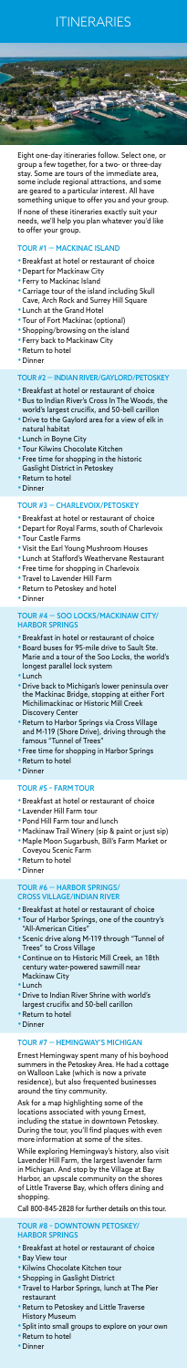# ITINERARIES

Eight one-day itineraries follow. Select one, or group a few together, for a two- or three-day stay. Some are tours of the immediate area, some include regional attractions, and some are geared to a particular interest. All have something unique to offer you and your group.

If none of these itineraries exactly suit your needs, we'll help you plan whatever you'd like to offer your group.

## TOUR #1 — MACKINAC ISLAND

- Breakfast at hotel or restaurant of choice
- Depart for Mackinaw City
- Ferry to Mackinac Island
- Carriage tour of the island including Skull Cave, Arch Rock and Surrey Hill Square
- Lunch at the Grand Hotel
- Tour of Fort Mackinac (optional)
- Shopping/browsing on the island
- Ferry back to Mackinaw City
- Return to hotel
- Dinner

## TOUR #2 — INDIAN RIVER/GAYLORD/PETOSKEY

- Breakfast at hotel or restaurant of choice
- Bus to Indian River's Cross In The Woods, the world's largest crucifix, and 50-bell carillon
- Drive to the Gaylord area for a view of elk in natural habitat
- Lunch in Boyne City
- Tour Kilwins Chocolate Kitchen
- Free time for shopping in the historic Gaslight District in Petoskey
- Return to hotel
- Dinner

## TOUR #3 — CHARLEVOIX/PETOSKEY

- Breakfast at hotel or restaurant of choice
- Depart for Royal Farms, south of Charlevoix
- Tour Castle Farms
- Visit the Earl Young Mushroom Houses
- Lunch at Stafford's Weathervane Restaurant
- Free time for shopping in Charlevoix
- Travel to Lavender Hill Farm
- Return to Petoskey and hotel
- Dinner

## TOUR #4 — SOO LOCKS/MACKINAW CITY/HARBOR SPRINGS

- Breakfast in hotel or restaurant of choice
- Board buses for 95-mile drive to Sault Ste. Marie and a tour of the Soo Locks, the world's longest parallel lock system
- Lunch
- Drive back to Michigan's lower peninsula over the Mackinac Bridge, stopping at either Fort Michilimackinac or Historic Mill Creek Discovery Center
- Return to Harbor Springs via Cross Village and M-119 (Shore Drive), driving through the famous "Tunnel of Trees"
- Free time for shopping in Harbor Springs
- Return to hotel
- Dinner

## TOUR #5 - FARM TOUR

- Breakfast at hotel or restaurant of choice
- Lavender Hill Farm tour
- Pond Hill Farm tour and lunch
- Mackinaw Trail Winery (sip & paint or just sip)
- Maple Moon Sugarbush, Bill's Farm Market or Coveyou Scenic Farm
- Return to hotel
- Dinner

## TOUR #6 — HARBOR SPRINGS/CROSS VILLAGE/INDIAN RIVER

- Breakfast at hotel or restaurant of choice
- Tour of Harbor Springs, one of the country's "All-American Cities"
- Scenic drive along M-119 through "Tunnel of Trees" to Cross Village
- Continue on to Historic Mill Creek, an 18th century water-powered sawmill near Mackinaw City
- Lunch
- Drive to Indian River Shrine with world's largest crucifix and 50-bell carillon
- Return to hotel
- Dinner

## TOUR #7 — HEMINGWAY'S MICHIGAN

Ernest Hemingway spent many of his boyhood summers in the Petoskey Area. He had a cottage on Walloon Lake (which is now a private residence), but also frequented businesses around the tiny community.

Ask for a map highlighting some of the locations associated with young Ernest, including the statue in downtown Petoskey. During the tour, you'll find plaques with even more information at some of the sites.

While exploring Hemingway's history, also visit Lavender Hill Farm, the largest lavender farm in Michigan. And stop by the Village at Bay Harbor, an upscale community on the shores of Little Traverse Bay, which offers dining and shopping.

Call 800-845-2828 for further details on this tour.

## TOUR #8 - DOWNTOWN PETOSKEY/HARBOR SPRINGS

- Breakfast at hotel or restaurant of choice
- Bay View tour
- Kilwins Chocolate Kitchen tour
- Shopping in Gaslight District
- Travel to Harbor Springs, lunch at The Pier restaurant
- Return to Petoskey and Little Traverse History Museum
- Split into small groups to explore on your own
- Return to hotel
- Dinner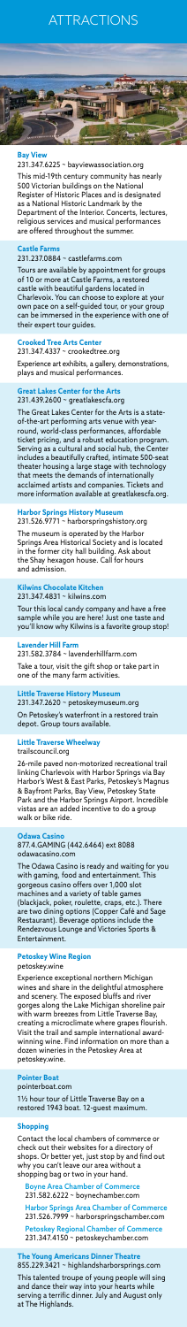# ATTRACTIONS

### Bay View

231.347.6225 ~ bayviewassociation.org

This mid-19th century community has nearly 500 Victorian buildings on the National Register of Historic Places and is designated as a National Historic Landmark by the Department of the Interior. Concerts, lectures, religious services and musical performances are offered throughout the summer.

### Castle Farms

231.237.0884 ~ castlefarms.com

Tours are available by appointment for groups of 10 or more at Castle Farms, a restored castle with beautiful gardens located in Charlevoix. You can choose to explore at your own pace on a self-guided tour, or your group can be immersed in the experience with one of their expert tour guides.

### Crooked Tree Arts Center

231.347.4337 ~ crookedtree.org

Experience art exhibits, a gallery, demonstrations, plays and musical performances.

### Great Lakes Center for the Arts

231.439.2600 ~ greatlakescfa.org

The Great Lakes Center for the Arts is a state-of-the-art performing arts venue with year-round, world-class performances, affordable ticket pricing, and a robust education program. Serving as a cultural and social hub, the Center includes a beautifully crafted, intimate 500-seat theater housing a large stage with technology that meets the demands of internationally acclaimed artists and companies. Tickets and more information available at greatlakescfa.org.

### Harbor Springs History Museum

231.526.9771 ~ harborspringshistory.org

The museum is operated by the Harbor Springs Area Historical Society and is located in the former city hall building. Ask about the Shay hexagon house. Call for hours and admission.

### Kilwins Chocolate Kitchen

231.347.4831 ~ kilwins.com

Tour this local candy company and have a free sample while you are here! Just one taste and you'll know why Kilwins is a favorite group stop!

### Lavender Hill Farm

231.582.3784 ~ lavenderhillfarm.com

Take a tour, visit the gift shop or take part in one of the many farm activities.

### Little Traverse History Museum

231.347.2620 ~ petoskeymuseum.org

On Petoskey's waterfront in a restored train depot. Group tours available.

### Little Traverse Wheelway

trailscouncil.org

26-mile paved non-motorized recreational trail linking Charlevoix with Harbor Springs via Bay Harbor's West & East Parks, Petoskey's Magnus & Bayfront Parks, Bay View, Petoskey State Park and the Harbor Springs Airport. Incredible vistas are an added incentive to do a group walk or bike ride.

### Odawa Casino

877.4.GAMING (442.6464) ext 8088
odawacasino.com

The Odawa Casino is ready and waiting for you with gaming, food and entertainment. This gorgeous casino offers over 1,000 slot machines and a variety of table games (blackjack, poker, roulette, craps, etc.). There are two dining options (Copper Café and Sage Restaurant). Beverage options include the Rendezvous Lounge and Victories Sports & Entertainment.

### Petoskey Wine Region

petoskey.wine

Experience exceptional northern Michigan wines and share in the delightful atmosphere and scenery. The exposed bluffs and river gorges along the Lake Michigan shoreline pair with warm breezes from Little Traverse Bay, creating a microclimate where grapes flourish. Visit the trail and sample international award-winning wine. Find information on more than a dozen wineries in the Petoskey Area at petoskey.wine.

### Pointer Boat

pointerboat.com

1½ hour tour of Little Traverse Bay on a restored 1943 boat. 12-guest maximum.

### Shopping

Contact the local chambers of commerce or check out their websites for a directory of shops. Or better yet, just stop by and find out why you can't leave our area without a shopping bag or two in your hand.

**Boyne Area Chamber of Commerce**
231.582.6222 ~ boynechamber.com

**Harbor Springs Area Chamber of Commerce**
231.526.7999 ~ harborspringschamber.com

**Petoskey Regional Chamber of Commerce**
231.347.4150 ~ petoskeychamber.com

### The Young Americans Dinner Theatre

855.229.3421 ~ highlandsharborsprings.com

This talented troupe of young people will sing and dance their way into your hearts while serving a terrific dinner. July and August only at The Highlands.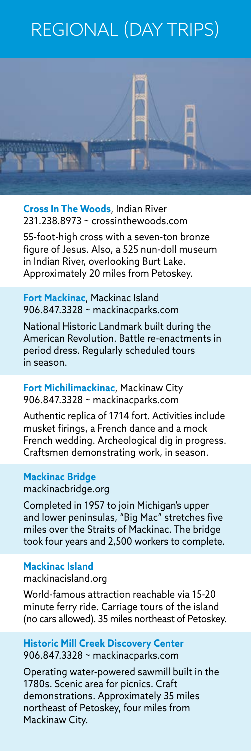# REGIONAL (DAY TRIPS)

**Cross In The Woods**, Indian River
231.238.8973 ~ crossinthewoods.com

55-foot-high cross with a seven-ton bronze figure of Jesus. Also, a 525 nun-doll museum in Indian River, overlooking Burt Lake. Approximately 20 miles from Petoskey.

**Fort Mackinac**, Mackinac Island
906.847.3328 ~ mackinacparks.com

National Historic Landmark built during the American Revolution. Battle re-enactments in period dress. Regularly scheduled tours in season.

**Fort Michilimackinac**, Mackinaw City
906.847.3328 ~ mackinacparks.com

Authentic replica of 1714 fort. Activities include musket firings, a French dance and a mock French wedding. Archeological dig in progress. Craftsmen demonstrating work, in season.

**Mackinac Bridge**
mackinacbridge.org

Completed in 1957 to join Michigan's upper and lower peninsulas, "Big Mac" stretches five miles over the Straits of Mackinac. The bridge took four years and 2,500 workers to complete.

**Mackinac Island**
mackinacisland.org

World-famous attraction reachable via 15-20 minute ferry ride. Carriage tours of the island (no cars allowed). 35 miles northeast of Petoskey.

**Historic Mill Creek Discovery Center**
906.847.3328 ~ mackinacparks.com

Operating water-powered sawmill built in the 1780s. Scenic area for picnics. Craft demonstrations. Approximately 35 miles northeast of Petoskey, four miles from Mackinaw City.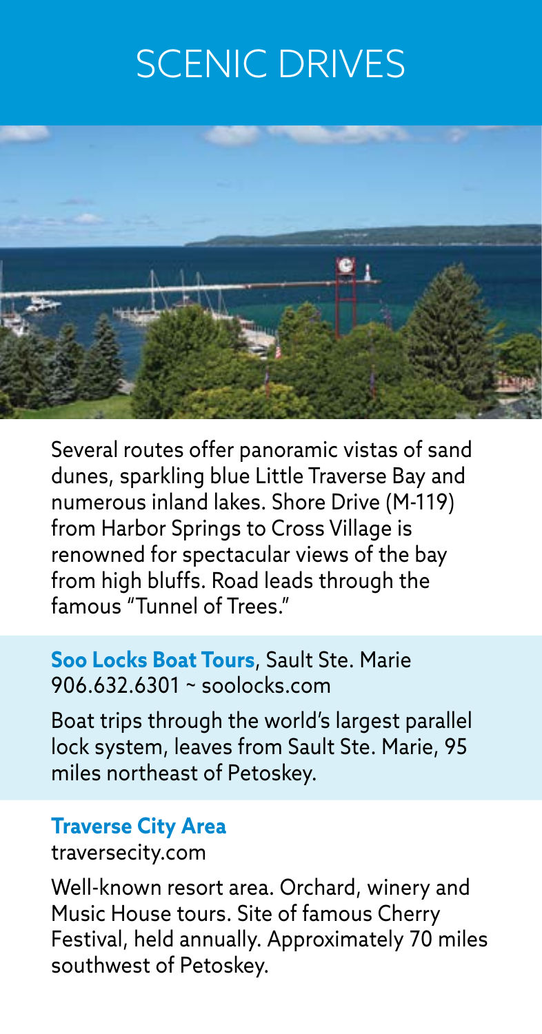# SCENIC DRIVES

Several routes offer panoramic vistas of sand dunes, sparkling blue Little Traverse Bay and numerous inland lakes. Shore Drive (M-119) from Harbor Springs to Cross Village is renowned for spectacular views of the bay from high bluffs. Road leads through the famous "Tunnel of Trees."

**Soo Locks Boat Tours**, Sault Ste. Marie
906.632.6301 ~ soolocks.com

Boat trips through the world's largest parallel lock system, leaves from Sault Ste. Marie, 95 miles northeast of Petoskey.

**Traverse City Area**
traversecity.com

Well-known resort area. Orchard, winery and Music House tours. Site of famous Cherry Festival, held annually. Approximately 70 miles southwest of Petoskey.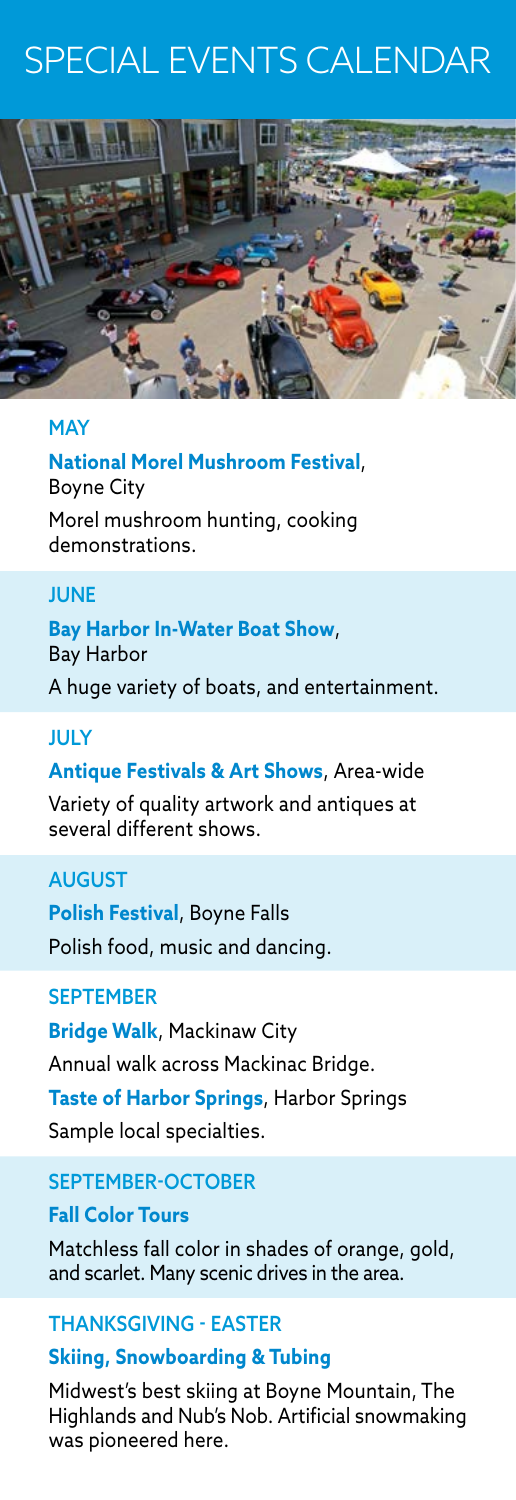# SPECIAL EVENTS CALENDAR

## MAY

**National Morel Mushroom Festival**, Boyne City

Morel mushroom hunting, cooking demonstrations.

## JUNE

**Bay Harbor In-Water Boat Show**, Bay Harbor

A huge variety of boats, and entertainment.

## JULY

**Antique Festivals & Art Shows**, Area-wide

Variety of quality artwork and antiques at several different shows.

## AUGUST

**Polish Festival**, Boyne Falls

Polish food, music and dancing.

## SEPTEMBER

**Bridge Walk**, Mackinaw City

Annual walk across Mackinac Bridge.

**Taste of Harbor Springs**, Harbor Springs

Sample local specialties.

## SEPTEMBER-OCTOBER

**Fall Color Tours**

Matchless fall color in shades of orange, gold, and scarlet. Many scenic drives in the area.

## THANKSGIVING - EASTER

**Skiing, Snowboarding & Tubing**

Midwest's best skiing at Boyne Mountain, The Highlands and Nub's Nob. Artificial snowmaking was pioneered here.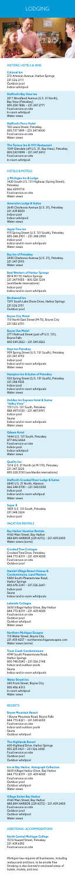# LODGING

## HISTORIC HOTELS & INNS

**Colonial Inn**
210 Artesian Avenue, Harbor Springs
231.526.2111
Outdoor pool
Indoor whirlpool

**Stafford's Bay View Inn**
2011 Woodland Avenue (U.S. 31 North),
Bay View (Petoskey)
800.258.1886 • 231.347.2771
Food service on site
In-room whirlpool
Water views

**Stafford's Perry Hotel**
100 Lewis Street, Petoskey
800.737.1899 • 231.347.4000
Food service on site
Water views

**The Terrace Inn & 1911 Restaurant**
1549 Glendale (off U.S. 31, Bay View), Petoskey
800.530.9898 • 231.347.2410
Food service on site
In-room whirlpool

## HOTELS & MOTELS

**@ Michigan Inn & Lodge**
1420 South U.S. 131 Highway (Spring Street),
Petoskey
866.4099770
Food service on site
Water views

**AmericInn Lodge & Suites**
2645 Charlevoix Avenue (U.S. 31), Petoskey
231.439.8000
Indoor pool
Indoor whirlpool
Water views

**Apple Tree Inn**
915 Spring Street (U.S. 131 South), Petoskey
800.348.2901 • 231.348.2900
Indoor pool
Indoor and in-room whirlpools
Water views

**Bay Inn of Petoskey**
2445 Charlevoix Avenue (U.S. 31), Petoskey
231.347.2593
Water views

**Best Western of Harbor Springs**
8514 M-119, Harbor Springs
231.347.9050 • 800.528.1234
(worldwide reservations)
Indoor pool
Indoor and in-room whirlpools

**Birchwood Inn**
7291 South Lake Shore Drive, Harbor Springs
231.526.2151
Outdoor pool

**Boyne City Motel**
110 North East Street (M-75), Boyne City
231.582.6701

**Boyne Vue Motel**
2711 Railroad Street (just off U.S. 131),
Boyne Falls
800.549.2822 • 231.549.2822

**Days Inn Petoskey**
909 Spring Street (U.S. 131 South), Petoskey
231.347.4193
Indoor pool
Indoor and in-room whirlpools
Sauna

**Hampton Inn & Suites of Petoskey**
920 Spring Street (U.S. 131 South), Petoskey
231.348.9555
Indoor pool
Indoor and in-room whirlpools
Water views

**Holiday Inn Express Hotel & Suites**
**"Valley View"**
1751 U.S. 131 South, Petoskey
888.497.0165 • 231.4873991
Indoor pool
Sauna
Indoor and in-room whirlpools
Water views

**Odawa Hotel**
1444 U.S. 131 South, Petoskey
877.442.6464
Food service on site
Indoor pool
Indoor whirlpool
Water views

**Quality Inn**
1314 U.S. 31 North (at M-119), Petoskey
231.347.3220
800.228.5150 (worldwide reservations)

**Stafford's Crooked River Lodge & Suites**
6845 U.S. 31 North, Alanson
866.548.8700 • 231.548.5000
Indoor pool
Indoor and in-room whirlpool
Water views

**Super 8**
1659 U.S. 131 South, Petoskey
231.348.3324
Indoor pool

## VACATION RENTALS

**Bay Harbor Vacation Rentals**
4160 Main Street, Bay Harbor
888.BAY.HARBOR (229.4272) • 231.439.2400
Water views (some)

**Crooked Tree Cottages**
Crooked Tree Drive, Petoskey
844.773.8319 • 231.439.4000
Food service on site
Outdoor pool

**Hamlet Village Resort Homes & Condominiums, Land Masters**
5484 South Pleasantview Road,
Harbor Springs
800.678.2341 • 231.526.2641
Indoor pool
Sauna
Indoor and in-room whirlpools

**Lakeside Cottages**
3600 Village Harbor Drive, Bay Harbor
844.773.8319 • 231.439.4000
Food service on site
Outdoor pool
Outdoor whirlpool
Water views

**Northern Michigan Escapes**
110 Water Street, Boyne City
231.835.4327 • northernmichiganescapes.com
Water views (some)

**Trout Creek Condominiums**
4749 South Pleasantview Road,
Harbor Springs
800.748.0245 • 231.526.2148
Indoor and outdoor pools
Sauna
Indoor and in-room whirlpools

**Water Street Inn**
240 Front Street, Boyne City
800.456.4313
In-room whirlpool
Water views

## RESORTS

**Boyne Mountain Resort**
1 Boyne Mountain Road, Boyne Falls
844.773.8321 • 231.549.6000
Food service on site
Indoor and outdoor pools
Sauna
Outdoor whirlpool

**The Highlands Resort**
600 Highland Drive, Harbor Springs
855.223.3421 • 231.526.3000
Food service on site
Outdoor pool
Outdoor whirlpool

**Inn at Bay Harbor, Autograph Collection**
3600 Village Harbor Drive, Bay Harbor
844.773.8319 • 231.439.4000
Food service on site
Outdoor pool
Outdoor whirlpool
Water views

**Village Suites Bay Harbor**
4160 Main Street, Bay Harbor
888.BAY.HARBOR (229.4272) • 231.439.2400
Food service on site
Outdoor pool
Outdoor whirlpool
Water views

## ADDITIONAL ACCOMMODATIONS

**North Central Michigan College**
1515 Howard Street, Petoskey
231.439.6392
Food service on site

*Michigan law requires all businesses, including restaurants and bars, to be smoke free. Smoking is also banned in enclosed areas of hotels, motels, and inns.*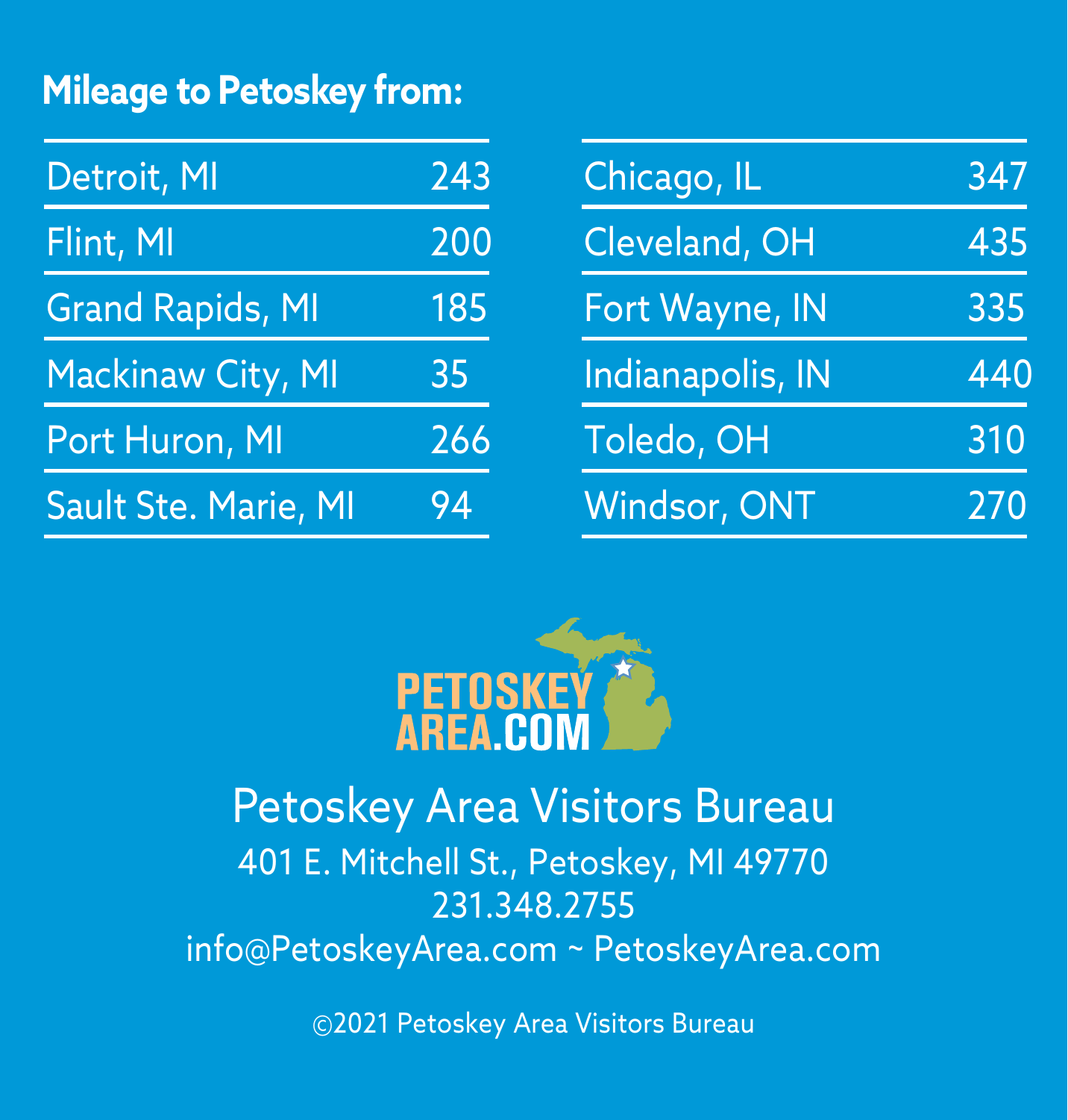## Mileage to Petoskey from:

| | |
|---|---|
| Detroit, MI | 243 |
| Flint, MI | 200 |
| Grand Rapids, MI | 185 |
| Mackinaw City, MI | 35 |
| Port Huron, MI | 266 |
| Sault Ste. Marie, MI | 94 |
| Chicago, IL | 347 |
| Cleveland, OH | 435 |
| Fort Wayne, IN | 335 |
| Indianapolis, IN | 440 |
| Toledo, OH | 310 |
| Windsor, ONT | 270 |

PETOSKEY AREA.COM

Petoskey Area Visitors Bureau

401 E. Mitchell St., Petoskey, MI 49770

231.348.2755

info@PetoskeyArea.com ~ PetoskeyArea.com

©2021 Petoskey Area Visitors Bureau